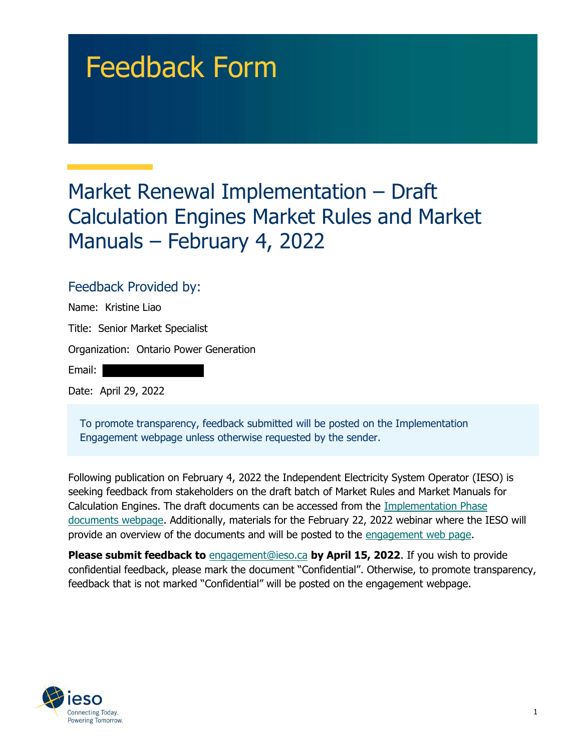# Feedback Form

## Market Renewal Implementation – Draft Calculation Engines Market Rules and Market Manuals – February 4, 2022

### Feedback Provided by:

Name: Kristine Liao

Title: Senior Market Specialist

Organization: Ontario Power Generation

Email:

Date: April 29, 2022

To promote transparency, feedback submitted will be posted on the Implementation Engagement webpage unless otherwise requested by the sender.

Following publication on February 4, 2022 the Independent Electricity System Operator (IESO) is seeking feedback from stakeholders on the draft batch of Market Rules and Market Manuals for Calculation Engines. The draft documents can be accessed from the Implementation Phase documents webpage. Additionally, materials for the February 22, 2022 webinar where the IESO will provide an overview of the documents and will be posted to the engagement web page.

**Please submit feedback to** engagement@ieso.ca **by April 15, 2022**. If you wish to provide confidential feedback, please mark the document "Confidential". Otherwise, to promote transparency, feedback that is not marked "Confidential" will be posted on the engagement webpage.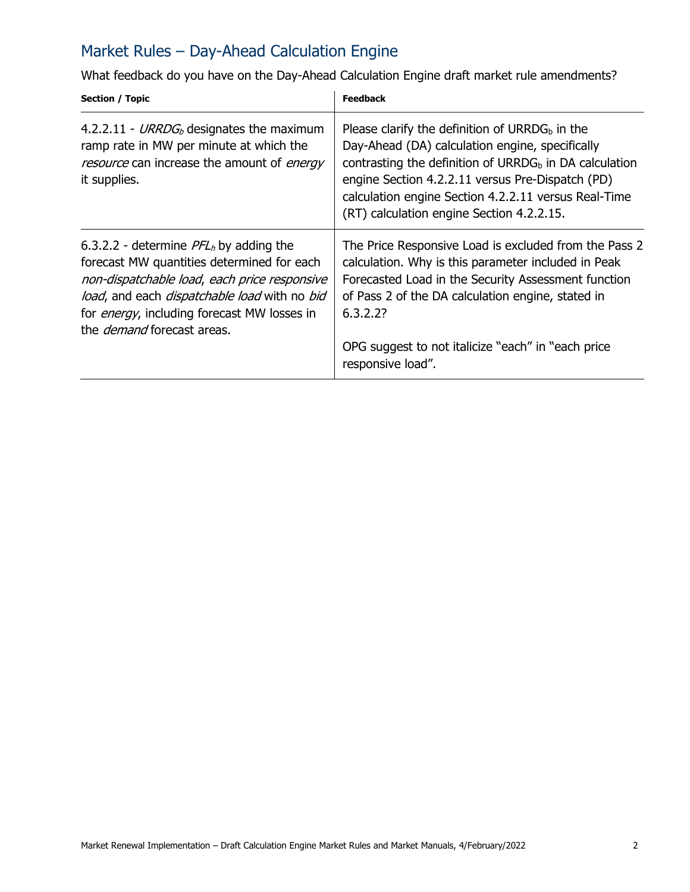## Market Rules – Day-Ahead Calculation Engine

What feedback do you have on the Day-Ahead Calculation Engine draft market rule amendments?

| Section / Topic | Feedback |
| --- | --- |
| 4.2.2.11 - $URRDG_b$ designates the maximum ramp rate in MW per minute at which the *resource* can increase the amount of *energy* it supplies. | Please clarify the definition of $URRDG_b$ in the Day-Ahead (DA) calculation engine, specifically contrasting the definition of $URRDG_b$ in DA calculation engine Section 4.2.2.11 versus Pre-Dispatch (PD) calculation engine Section 4.2.2.11 versus Real-Time (RT) calculation engine Section 4.2.2.15. |
| 6.3.2.2 - determine $PFL_h$ by adding the forecast MW quantities determined for each *non-dispatchable load*, *each price responsive load*, and each *dispatchable load* with no *bid* for *energy*, including forecast MW losses in the *demand* forecast areas. | The Price Responsive Load is excluded from the Pass 2 calculation. Why is this parameter included in Peak Forecasted Load in the Security Assessment function of Pass 2 of the DA calculation engine, stated in 6.3.2.2?<br><br>OPG suggest to not italicize "each" in "each price responsive load". |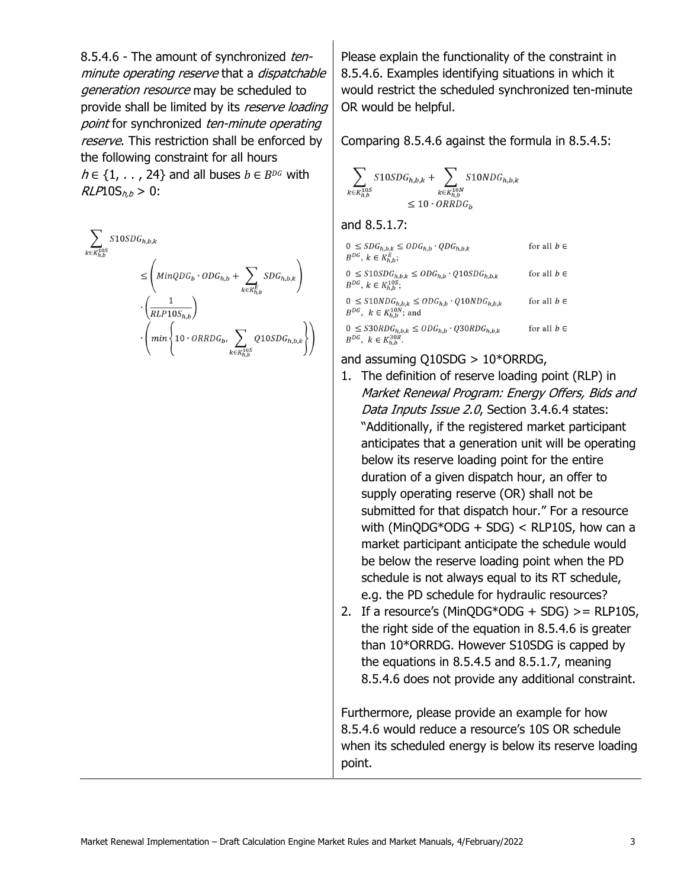8.5.4.6 - The amount of synchronized *ten-minute operating reserve* that a *dispatchable generation resource* may be scheduled to provide shall be limited by its *reserve loading point* for synchronized *ten-minute operating reserve*. This restriction shall be enforced by the following constraint for all hours $h \in \{1, \ldots, 24\}$ and all buses $b \in B^{DG}$ with $RLP10S_{h,b} > 0$:

$$\sum_{k \in K_{h,b}^{10S}} S10SDG_{h,b,k} \leq \left( MinQDG_b \cdot ODG_{h,b} + \sum_{k \in K_{h,b}^{E}} SDG_{h,b,k} \right) \cdot \left( \frac{1}{RLP10S_{h,b}} \right) \cdot \left( min \left\{ 10 \cdot ORRDG_b, \sum_{k \in K_{h,b}^{10S}} Q10SDG_{h,b,k} \right\} \right)$$

Please explain the functionality of the constraint in 8.5.4.6. Examples identifying situations in which it would restrict the scheduled synchronized ten-minute OR would be helpful.

Comparing 8.5.4.6 against the formula in 8.5.4.5:

$$\sum_{k \in K_{h,b}^{10S}} S10SDG_{h,b,k} + \sum_{k \in K_{h,b}^{10N}} S10NDG_{h,b,k} \leq 10 \cdot ORRDG_b$$

and 8.5.1.7:

$0 \leq SDG_{h,b,k} \leq ODG_{h,b} \cdot QDG_{h,b,k}$ for all $b \in B^{DG}$, $k \in K_{h,b}^{E}$;

$0 \leq S10SDG_{h,b,k} \leq ODG_{h,b} \cdot Q10SDG_{h,b,k}$ for all $b \in B^{DG}$, $k \in K_{h,b}^{10S}$;

$0 \leq S10NDG_{h,b,k} \leq ODG_{h,b} \cdot Q10NDG_{h,b,k}$ for all $b \in B^{DG}$, $k \in K_{h,b}^{10N}$; and

$0 \leq S30RDG_{h,b,k} \leq ODG_{h,b} \cdot Q30RDG_{h,b,k}$ for all $b \in B^{DG}$, $k \in K_{h,b}^{30R}$.

and assuming Q10SDG > 10*ORRDG,

1. The definition of reserve loading point (RLP) in *Market Renewal Program: Energy Offers, Bids and Data Inputs Issue 2.0*, Section 3.4.6.4 states: "Additionally, if the registered market participant anticipates that a generation unit will be operating below its reserve loading point for the entire duration of a given dispatch hour, an offer to supply operating reserve (OR) shall not be submitted for that dispatch hour." For a resource with (MinQDG*ODG + SDG) < RLP10S, how can a market participant anticipate the schedule would be below the reserve loading point when the PD schedule is not always equal to its RT schedule, e.g. the PD schedule for hydraulic resources?
2. If a resource's (MinQDG*ODG + SDG) >= RLP10S, the right side of the equation in 8.5.4.6 is greater than 10*ORRDG. However S10SDG is capped by the equations in 8.5.4.5 and 8.5.1.7, meaning 8.5.4.6 does not provide any additional constraint.

Furthermore, please provide an example for how 8.5.4.6 would reduce a resource's 10S OR schedule when its scheduled energy is below its reserve loading point.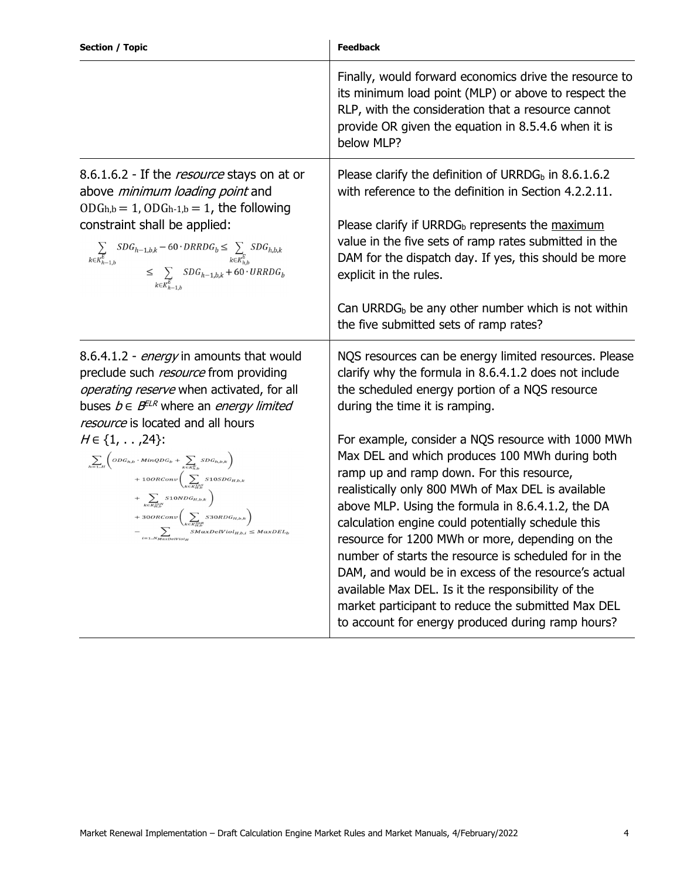| Section / Topic | Feedback |
|---|---|
| | Finally, would forward economics drive the resource to its minimum load point (MLP) or above to respect the RLP, with the consideration that a resource cannot provide OR given the equation in 8.5.4.6 when it is below MLP? |
| 8.6.1.6.2 - If the *resource* stays on at or above *minimum loading point* and $ODG_{h,b} = 1$, $ODG_{h-1,b} = 1$, the following constraint shall be applied: $$\sum_{k \in K^E_{h-1,b}} SDG_{h-1,b,k} - 60 \cdot DRRDG_b \leq \sum_{k \in K^E_{h,b}} SDG_{h,b,k} \leq \sum_{k \in K^E_{h-1,b}} SDG_{h-1,b,k} + 60 \cdot URRDG_b$$ | Please clarify the definition of $URRDG_b$ in 8.6.1.6.2 with reference to the definition in Section 4.2.2.11. <br><br> Please clarify if $URRDG_b$ represents the maximum value in the five sets of ramp rates submitted in the DAM for the dispatch day. If yes, this should be more explicit in the rules. <br><br> Can $URRDG_b$ be any other number which is not within the five submitted sets of ramp rates? |
| 8.6.4.1.2 - *energy* in amounts that would preclude such *resource* from providing *operating reserve* when activated, for all buses $b \in B^{ELR}$ where an *energy limited resource* is located and all hours $H \in \{1, \ldots, 24\}$: $$\sum_{h=1..H} \left( ODG_{h,b} \cdot MinQDG_b + \sum_{k \in K^E_{h,b}} SDG_{h,b,k} \right) + 10ORConv \left( \sum_{k \in K^{10S}_{H,b}} S10SDG_{H,b,k} + \sum_{k \in K^{10N}_{H,b}} S10NDG_{H,b,k} \right) + 30ORConv \left( \sum_{k \in K^{30R}_{H,b}} S30RDG_{H,b,k} \right) - \sum_{i=1..N_{MaxDelViol_H}} SMaxDelViol_{H,b,i} \leq MaxDEL_b$$ | NQS resources can be energy limited resources. Please clarify why the formula in 8.6.4.1.2 does not include the scheduled energy portion of a NQS resource during the time it is ramping. <br><br> For example, consider a NQS resource with 1000 MWh Max DEL and which produces 100 MWh during both ramp up and ramp down. For this resource, realistically only 800 MWh of Max DEL is available above MLP. Using the formula in 8.6.4.1.2, the DA calculation engine could potentially schedule this resource for 1200 MWh or more, depending on the number of starts the resource is scheduled for in the DAM, and would be in excess of the resource's actual available Max DEL. Is it the responsibility of the market participant to reduce the submitted Max DEL to account for energy produced during ramp hours? |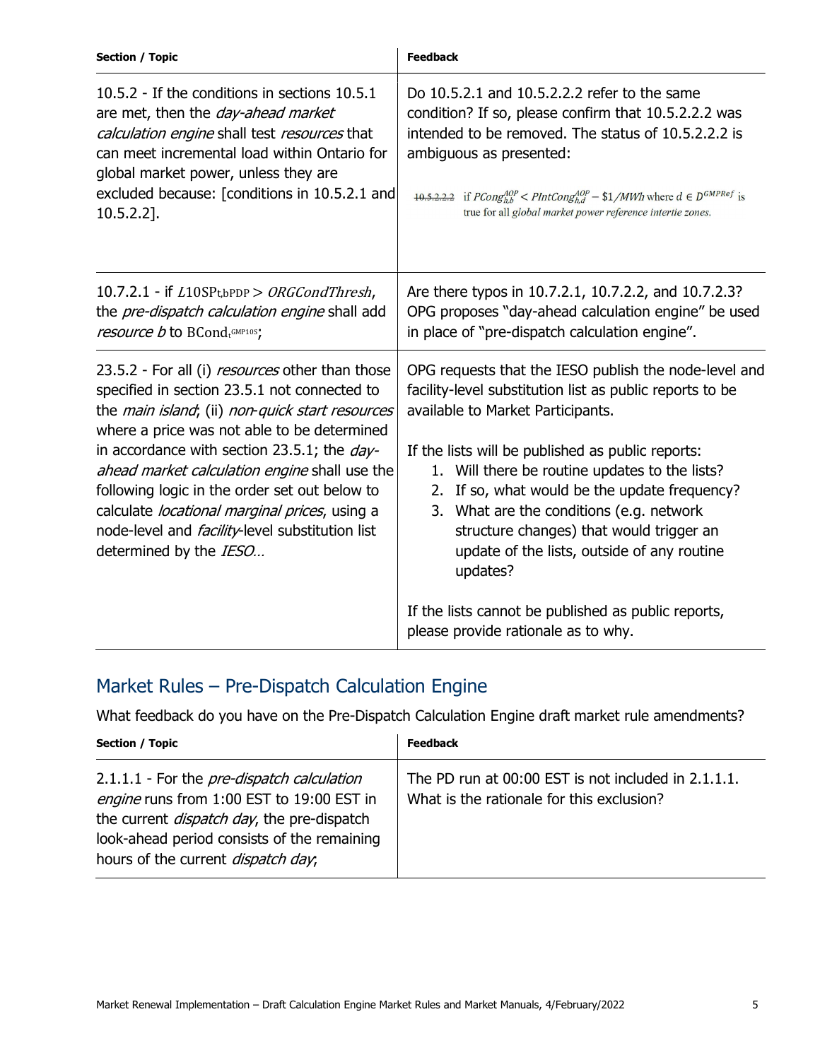| Section / Topic | Feedback |
| --- | --- |
| 10.5.2 - If the conditions in sections 10.5.1 are met, then the *day-ahead market calculation engine* shall test *resources* that can meet incremental load within Ontario for global market power, unless they are excluded because: [conditions in 10.5.2.1 and 10.5.2.2]. | Do 10.5.2.1 and 10.5.2.2.2 refer to the same condition? If so, please confirm that 10.5.2.2.2 was intended to be removed. The status of 10.5.2.2.2 is ambiguous as presented:<br><br>~~10.5.2.2.2~~ if $PCong_{h,b}^{AOP} < PIntCong_{h,d}^{AOP} - \$1/MWh$ where $d \in D^{GMPRef}$ is true for all *global market power reference intertie zones*. |
| 10.7.2.1 - if $L10SP_{t,bPDP} > ORGCondThresh$, the *pre-dispatch calculation engine* shall add *resource b* to $BCond_t^{GMP10S}$; | Are there typos in 10.7.2.1, 10.7.2.2, and 10.7.2.3? OPG proposes "day-ahead calculation engine" be used in place of "pre-dispatch calculation engine". |
| 23.5.2 - For all (i) *resources* other than those specified in section 23.5.1 not connected to the *main island*; (ii) *non-quick start resources* where a price was not able to be determined in accordance with section 23.5.1; the *day-ahead market calculation engine* shall use the following logic in the order set out below to calculate *locational marginal prices*, using a node-level and *facility*-level substitution list determined by the *IESO…* | OPG requests that the IESO publish the node-level and facility-level substitution list as public reports to be available to Market Participants.<br><br>If the lists will be published as public reports:<br>1. Will there be routine updates to the lists?<br>2. If so, what would be the update frequency?<br>3. What are the conditions (e.g. network structure changes) that would trigger an update of the lists, outside of any routine updates?<br><br>If the lists cannot be published as public reports, please provide rationale as to why. |

## Market Rules – Pre-Dispatch Calculation Engine

What feedback do you have on the Pre-Dispatch Calculation Engine draft market rule amendments?

| Section / Topic | Feedback |
| --- | --- |
| 2.1.1.1 - For the *pre-dispatch calculation engine* runs from 1:00 EST to 19:00 EST in the current *dispatch day*, the pre-dispatch look-ahead period consists of the remaining hours of the current *dispatch day*; | The PD run at 00:00 EST is not included in 2.1.1.1. What is the rationale for this exclusion? |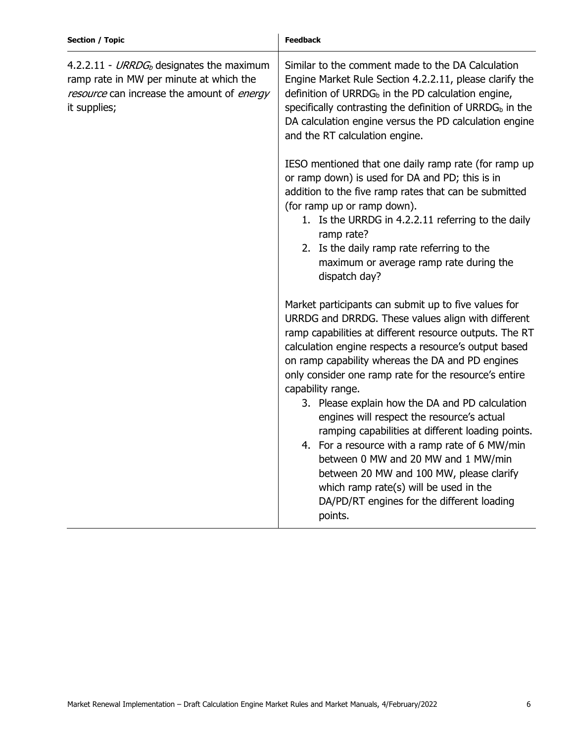| Section / Topic | Feedback |
|---|---|
| 4.2.2.11 - $URRDG_b$ designates the maximum ramp rate in MW per minute at which the *resource* can increase the amount of *energy* it supplies; | Similar to the comment made to the DA Calculation Engine Market Rule Section 4.2.2.11, please clarify the definition of $URRDG_b$ in the PD calculation engine, specifically contrasting the definition of $URRDG_b$ in the DA calculation engine versus the PD calculation engine and the RT calculation engine.<br><br>IESO mentioned that one daily ramp rate (for ramp up or ramp down) is used for DA and PD; this is in addition to the five ramp rates that can be submitted (for ramp up or ramp down).<br>1. Is the URRDG in 4.2.2.11 referring to the daily ramp rate?<br>2. Is the daily ramp rate referring to the maximum or average ramp rate during the dispatch day?<br><br>Market participants can submit up to five values for URRDG and DRRDG. These values align with different ramp capabilities at different resource outputs. The RT calculation engine respects a resource's output based on ramp capability whereas the DA and PD engines only consider one ramp rate for the resource's entire capability range.<br>3. Please explain how the DA and PD calculation engines will respect the resource's actual ramping capabilities at different loading points.<br>4. For a resource with a ramp rate of 6 MW/min between 0 MW and 20 MW and 1 MW/min between 20 MW and 100 MW, please clarify which ramp rate(s) will be used in the DA/PD/RT engines for the different loading points. |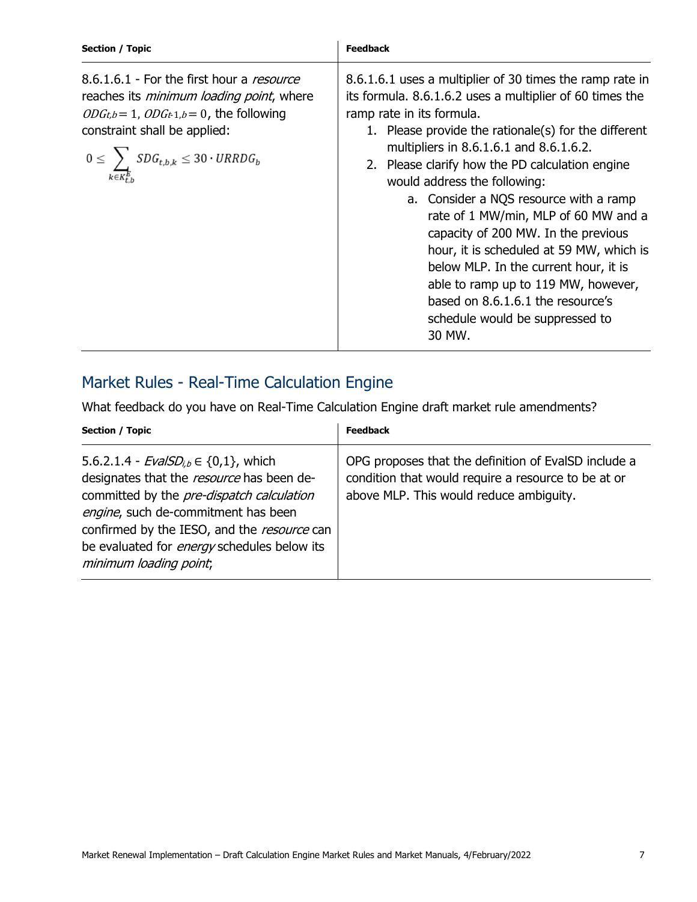| Section / Topic | Feedback |
| --- | --- |
| 8.6.1.6.1 - For the first hour a *resource* reaches its *minimum loading point*, where $ODG_{t,b} = 1$, $ODG_{t\text{-}1,b} = 0$, the following constraint shall be applied: $0 \leq \sum_{k \in K_{t,b}^{E}} SDG_{t,b,k} \leq 30 \cdot URRDG_b$ | 8.6.1.6.1 uses a multiplier of 30 times the ramp rate in its formula. 8.6.1.6.2 uses a multiplier of 60 times the ramp rate in its formula.<br>1. Please provide the rationale(s) for the different multipliers in 8.6.1.6.1 and 8.6.1.6.2.<br>2. Please clarify how the PD calculation engine would address the following:<br>a. Consider a NQS resource with a ramp rate of 1 MW/min, MLP of 60 MW and a capacity of 200 MW. In the previous hour, it is scheduled at 59 MW, which is below MLP. In the current hour, it is able to ramp up to 119 MW, however, based on 8.6.1.6.1 the resource's schedule would be suppressed to 30 MW. |

## Market Rules - Real-Time Calculation Engine

What feedback do you have on Real-Time Calculation Engine draft market rule amendments?

| Section / Topic | Feedback |
| --- | --- |
| 5.6.2.1.4 - $EvalSD_{i,b} \in \{0,1\}$, which designates that the *resource* has been de-committed by the *pre-dispatch calculation engine*, such de-commitment has been confirmed by the IESO, and the *resource* can be evaluated for *energy* schedules below its *minimum loading point*; | OPG proposes that the definition of EvalSD include a condition that would require a resource to be at or above MLP. This would reduce ambiguity. |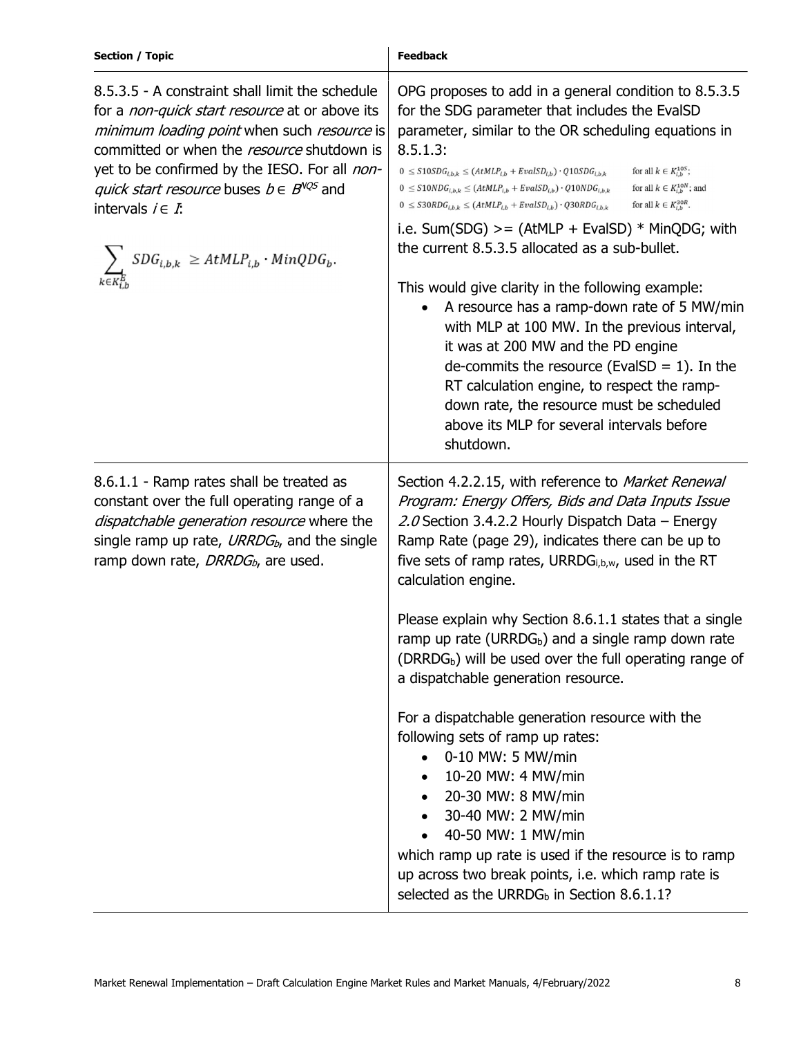| Section / Topic | Feedback |
| --- | --- |
| 8.5.3.5 - A constraint shall limit the schedule for a *non-quick start resource* at or above its *minimum loading point* when such *resource* is committed or when the *resource* shutdown is yet to be confirmed by the IESO. For all *non-quick start resource* buses $b \in B^{NQS}$ and intervals $i \in I$: $$\sum_{k \in K_{i,b}^{E}} SDG_{i,b,k} \geq AtMLP_{i,b} \cdot MinQDG_{b}.$$ | OPG proposes to add in a general condition to 8.5.3.5 for the SDG parameter that includes the EvalSD parameter, similar to the OR scheduling equations in 8.5.1.3: $0 \leq S10SDG_{i,b,k} \leq (AtMLP_{i,b} + EvalSD_{i,b}) \cdot Q10SDG_{i,b,k}$ for all $k \in K_{i,b}^{10S}$; $0 \leq S10NDG_{i,b,k} \leq (AtMLP_{i,b} + EvalSD_{i,b}) \cdot Q10NDG_{i,b,k}$ for all $k \in K_{i,b}^{10N}$; and $0 \leq S30RDG_{i,b,k} \leq (AtMLP_{i,b} + EvalSD_{i,b}) \cdot Q30RDG_{i,b,k}$ for all $k \in K_{i,b}^{30R}$. i.e. Sum(SDG) >= (AtMLP + EvalSD) * MinQDG; with the current 8.5.3.5 allocated as a sub-bullet. <br><br> This would give clarity in the following example: <br> • A resource has a ramp-down rate of 5 MW/min with MLP at 100 MW. In the previous interval, it was at 200 MW and the PD engine de-commits the resource (EvalSD = 1). In the RT calculation engine, to respect the ramp-down rate, the resource must be scheduled above its MLP for several intervals before shutdown. |
| 8.6.1.1 - Ramp rates shall be treated as constant over the full operating range of a *dispatchable generation resource* where the single ramp up rate, $URRDG_b$, and the single ramp down rate, $DRRDG_b$, are used. | Section 4.2.2.15, with reference to *Market Renewal Program: Energy Offers, Bids and Data Inputs Issue 2.0* Section 3.4.2.2 Hourly Dispatch Data – Energy Ramp Rate (page 29), indicates there can be up to five sets of ramp rates, $URRDG_{i,b,w}$, used in the RT calculation engine. <br><br> Please explain why Section 8.6.1.1 states that a single ramp up rate ($URRDG_b$) and a single ramp down rate ($DRRDG_b$) will be used over the full operating range of a dispatchable generation resource. <br><br> For a dispatchable generation resource with the following sets of ramp up rates: <br> • 0-10 MW: 5 MW/min <br> • 10-20 MW: 4 MW/min <br> • 20-30 MW: 8 MW/min <br> • 30-40 MW: 2 MW/min <br> • 40-50 MW: 1 MW/min <br> which ramp up rate is used if the resource is to ramp up across two break points, i.e. which ramp rate is selected as the $URRDG_b$ in Section 8.6.1.1? |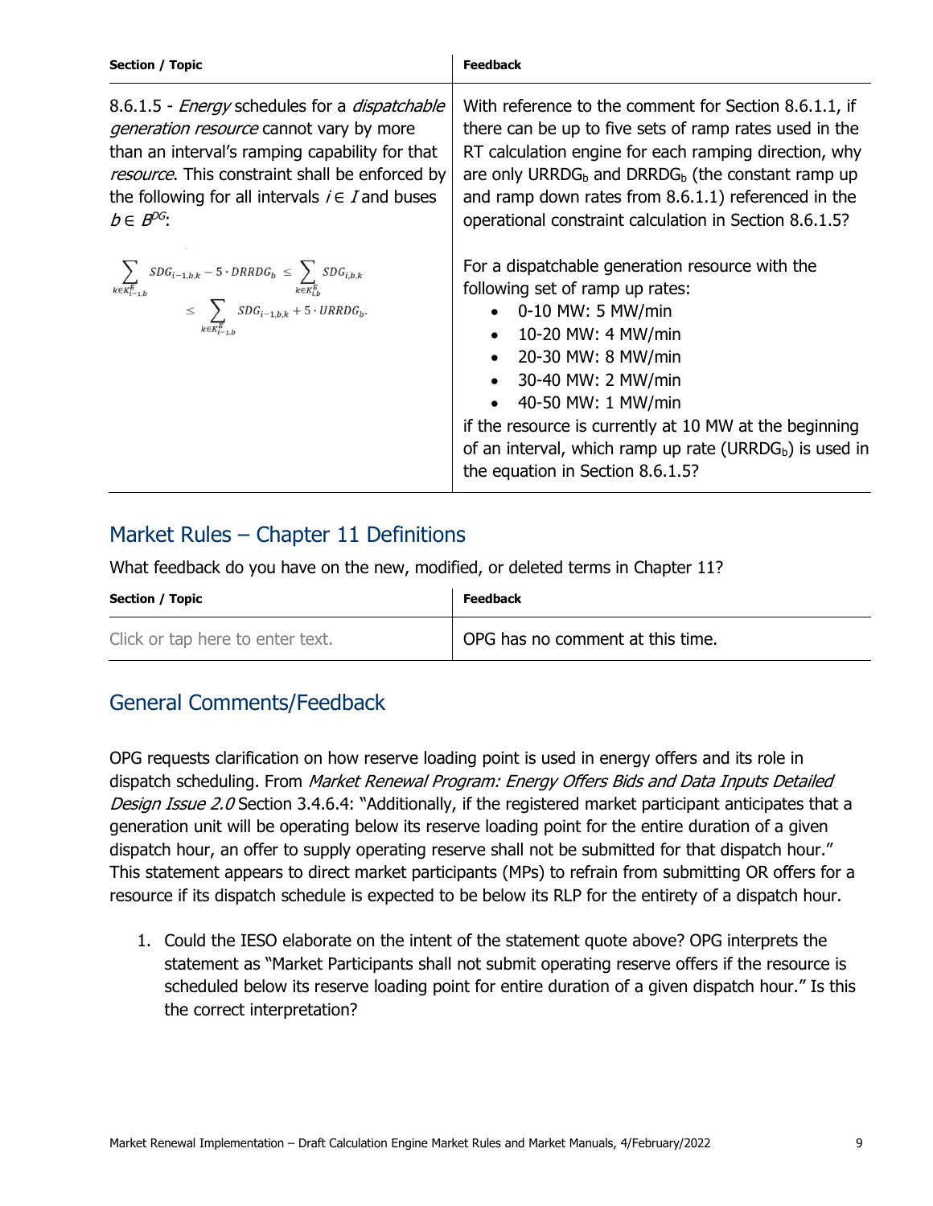| Section / Topic | Feedback |
|---|---|
| 8.6.1.5 - *Energy* schedules for a *dispatchable generation resource* cannot vary by more than an interval's ramping capability for that *resource*. This constraint shall be enforced by the following for all intervals $i \in I$ and buses $b \in B^{DG}$: $$\sum_{k \in K^E_{i-1,b}} SDG_{i-1,b,k} - 5 \cdot DRRDG_b \leq \sum_{k \in K^E_{i,b}} SDG_{i,b,k} \leq \sum_{k \in K^E_{i-1,b}} SDG_{i-1,b,k} + 5 \cdot URRDG_b.$$ | With reference to the comment for Section 8.6.1.1, if there can be up to five sets of ramp rates used in the RT calculation engine for each ramping direction, why are only $URRDG_b$ and $DRRDG_b$ (the constant ramp up and ramp down rates from 8.6.1.1) referenced in the operational constraint calculation in Section 8.6.1.5? For a dispatchable generation resource with the following set of ramp up rates: <br>• 0-10 MW: 5 MW/min <br>• 10-20 MW: 4 MW/min <br>• 20-30 MW: 8 MW/min <br>• 30-40 MW: 2 MW/min <br>• 40-50 MW: 1 MW/min <br>if the resource is currently at 10 MW at the beginning of an interval, which ramp up rate ($URRDG_b$) is used in the equation in Section 8.6.1.5? |

## Market Rules – Chapter 11 Definitions

What feedback do you have on the new, modified, or deleted terms in Chapter 11?

| Section / Topic | Feedback |
|---|---|
| Click or tap here to enter text. | OPG has no comment at this time. |

## General Comments/Feedback

OPG requests clarification on how reserve loading point is used in energy offers and its role in dispatch scheduling. From *Market Renewal Program: Energy Offers Bids and Data Inputs Detailed Design Issue 2.0* Section 3.4.6.4: "Additionally, if the registered market participant anticipates that a generation unit will be operating below its reserve loading point for the entire duration of a given dispatch hour, an offer to supply operating reserve shall not be submitted for that dispatch hour." This statement appears to direct market participants (MPs) to refrain from submitting OR offers for a resource if its dispatch schedule is expected to be below its RLP for the entirety of a dispatch hour.

1. Could the IESO elaborate on the intent of the statement quote above? OPG interprets the statement as "Market Participants shall not submit operating reserve offers if the resource is scheduled below its reserve loading point for entire duration of a given dispatch hour." Is this the correct interpretation?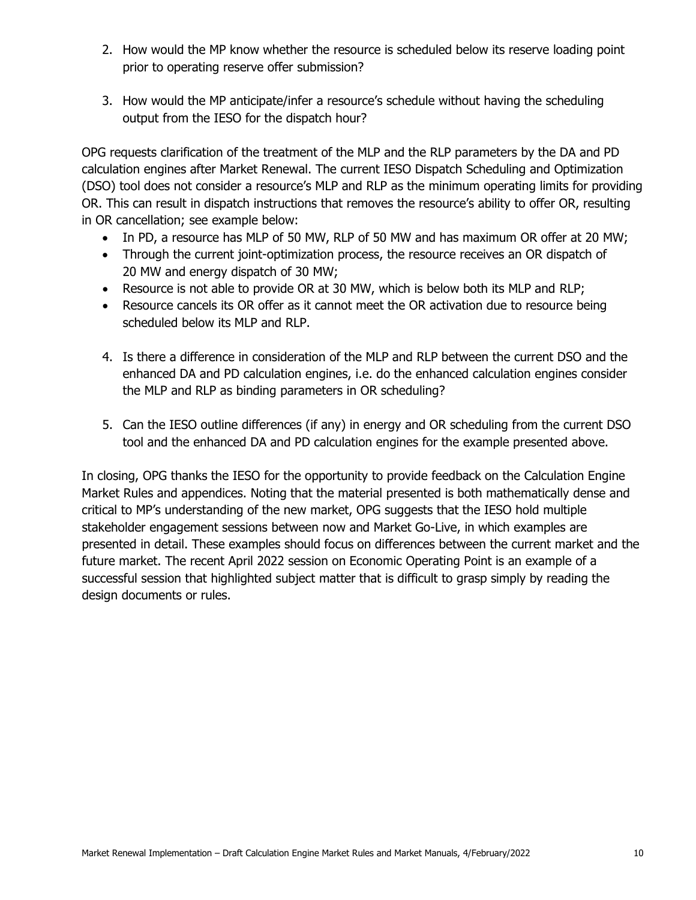2. How would the MP know whether the resource is scheduled below its reserve loading point prior to operating reserve offer submission?

3. How would the MP anticipate/infer a resource's schedule without having the scheduling output from the IESO for the dispatch hour?

OPG requests clarification of the treatment of the MLP and the RLP parameters by the DA and PD calculation engines after Market Renewal. The current IESO Dispatch Scheduling and Optimization (DSO) tool does not consider a resource's MLP and RLP as the minimum operating limits for providing OR. This can result in dispatch instructions that removes the resource's ability to offer OR, resulting in OR cancellation; see example below:

- In PD, a resource has MLP of 50 MW, RLP of 50 MW and has maximum OR offer at 20 MW;
- Through the current joint-optimization process, the resource receives an OR dispatch of 20 MW and energy dispatch of 30 MW;
- Resource is not able to provide OR at 30 MW, which is below both its MLP and RLP;
- Resource cancels its OR offer as it cannot meet the OR activation due to resource being scheduled below its MLP and RLP.

4. Is there a difference in consideration of the MLP and RLP between the current DSO and the enhanced DA and PD calculation engines, i.e. do the enhanced calculation engines consider the MLP and RLP as binding parameters in OR scheduling?

5. Can the IESO outline differences (if any) in energy and OR scheduling from the current DSO tool and the enhanced DA and PD calculation engines for the example presented above.

In closing, OPG thanks the IESO for the opportunity to provide feedback on the Calculation Engine Market Rules and appendices. Noting that the material presented is both mathematically dense and critical to MP's understanding of the new market, OPG suggests that the IESO hold multiple stakeholder engagement sessions between now and Market Go-Live, in which examples are presented in detail. These examples should focus on differences between the current market and the future market. The recent April 2022 session on Economic Operating Point is an example of a successful session that highlighted subject matter that is difficult to grasp simply by reading the design documents or rules.